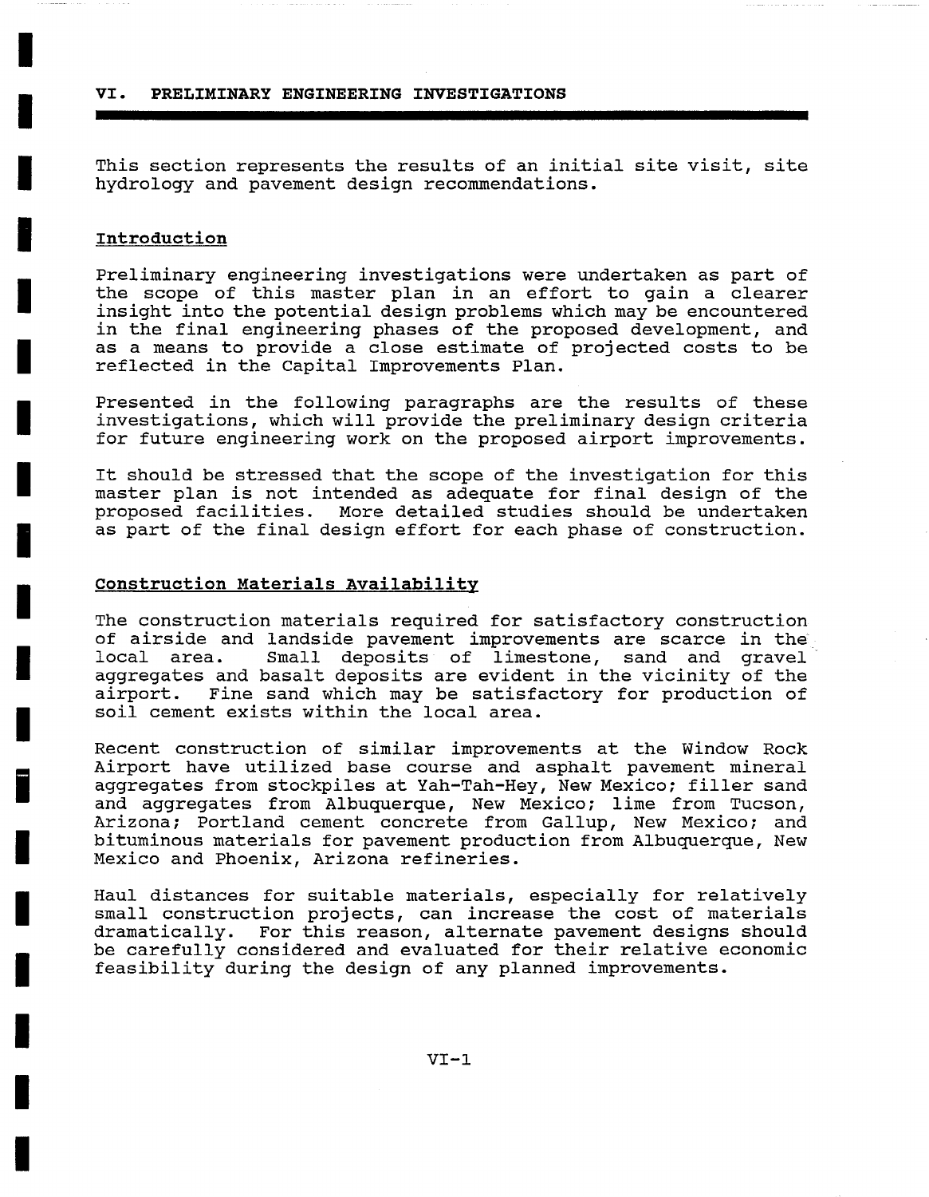## VI. PRELIMINARY ENGINEERING INVESTIGATIONS

This section represents the results of an initial site visit, site hydrology and pavement design recommendations.

### Introduction

Preliminary engineering investigations were undertaken as part of the scope of this master plan in an effort to gain a clearer insight into the potential design problems which may be encountered in the final engineering phases of the proposed development, and as a means to provide a close estimate of projected costs to be reflected in the Capital Improvements Plan.

Presented in the following paragraphs are the results of these investigations, which will provide the preliminary design criteria for future engineering work on the proposed airport improvements.

It should be stressed that the scope of the investigation for this master plan is not intended as adequate for final design of the proposed facilities. More detailed studies should be undertaken as part of the final design effort for each phase of construction.

### Construction Materials Availability

The construction materials required for satisfactory construction of airside and landside pavement improvements are scarce in the local area. Small deposits of limestone, sand and gravel aggregates and basalt deposits are evident in the vicinity of the airport. Fine sand which may be satisfactory for production of soil cement exists within the local area.

Recent construction of similar improvements at the Window Rock Airport have utilized base course and asphalt pavement mineral aggregates from stockpiles at Yah-Tah-Hey, New Mexico; filler sand and aggregates from Albuquerque, New Mexico; lime from Tucson, Arizona; Portland cement concrete from Gallup, New Mexico; and bituminous materials for pavement production from Albuquerque, New Mexico and Phoenix, Arizona refineries.

Haul distances for suitable materials, especially for relatively small construction projects, can increase the cost of materials dramatically. For this reason, alternate pavement designs should be carefully considered and evaluated for their relative economic feasibility during the design of any planned improvements.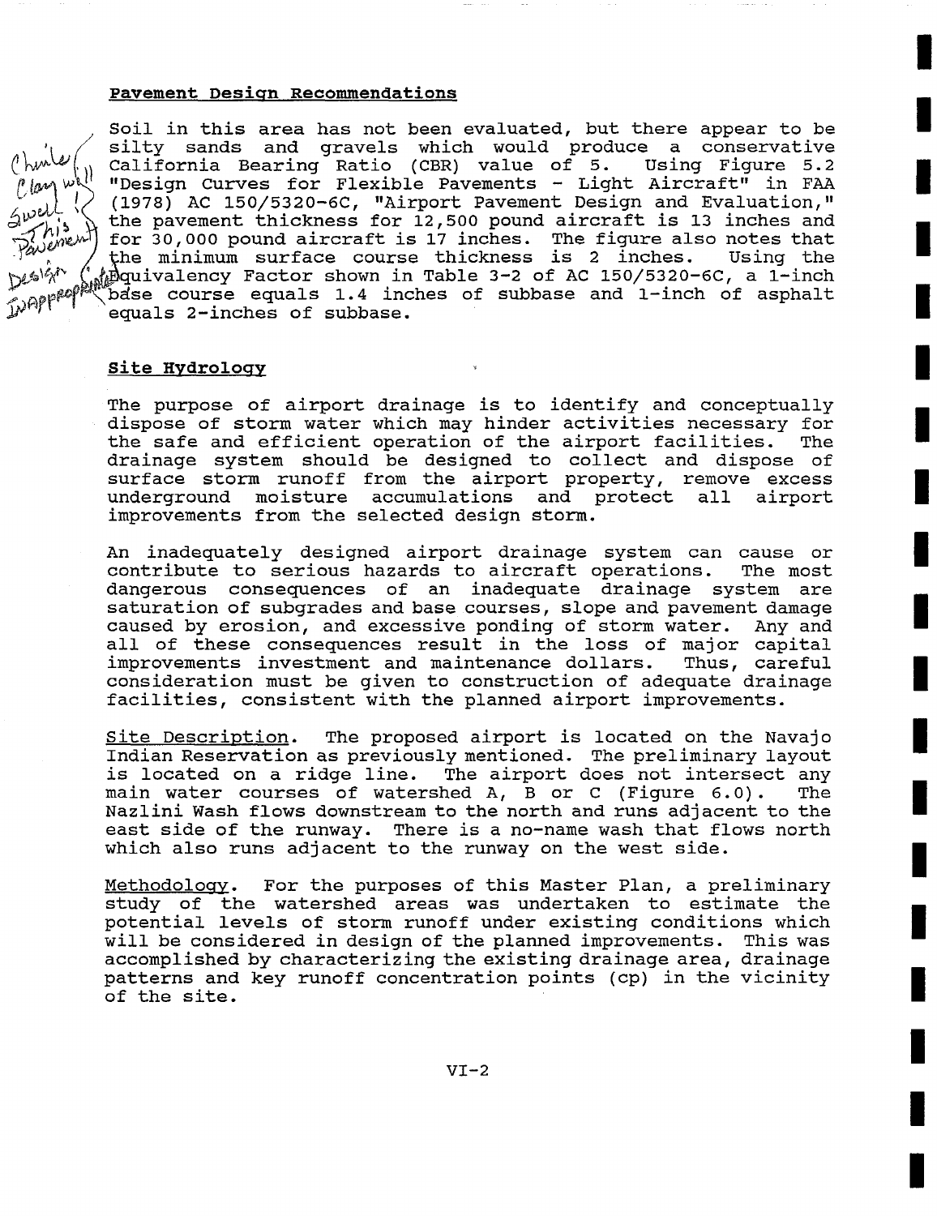## Pavement Design Recommendations

Chinle Clay will swell! This Pavement Design Inappropriate

Soil in this area has not been evaluated, but there appear to be silty sands and gravels which would produce a conservative California Bearing Ratio (CBR) value of 5. Using Figure 5.2 "Design Curves for Flexible Pavements - Light Aircraft" in FAA (1978) AC 150/5320-6C, "Airport Pavement Design and Evaluation," the pavement thickness for 12,500 pound aircraft is 13 inches and for 30,000 pound aircraft is 17 inches. The figure also notes that the minimum surface course thickness is 2 inches. Using the Equivalency Factor shown in Table 3-2 of AC 150/5320-6C, a 1-inch base course equals 1.4 inches of subbase and 1-inch of asphalt equals 2-inches of subbase.

## Site Hydrology

The purpose of airport drainage is to identify and conceptually dispose of storm water which may hinder activities necessary for the safe and efficient operation of the airport facilities. The drainage system should be designed to collect and dispose of surface storm runoff from the airport property, remove excess underground moisture accumulations and protect all airport improvements from the selected design storm.

An inadequately designed airport drainage system can cause or contribute to serious hazards to aircraft operations. The most dangerous consequences of an inadequate drainage system are saturation of subgrades and base courses, slope and pavement damage caused by erosion, and excessive ponding of storm water. Any and all of these consequences result in the loss of major capital improvements investment and maintenance dollars. Thus, careful consideration must be given to construction of adequate drainage facilities, consistent with the planned airport improvements.

Site Description. The proposed airport is located on the Navajo Indian Reservation as previously mentioned. The preliminary layout is located on a ridge line. The airport does not intersect any main water courses of watershed A, B or C (Figure 6.0). The Nazlini Wash flows downstream to the north and runs adjacent to the east side of the runway. There is a no-name wash that flows north which also runs adjacent to the runway on the west side.

Methodology. For the purposes of this Master Plan, a preliminary study of the watershed areas was undertaken to estimate the potential levels of storm runoff under existing conditions which will be considered in design of the planned improvements. This was accomplished by characterizing the existing drainage area, drainage patterns and key runoff concentration points (cp) in the vicinity of the site.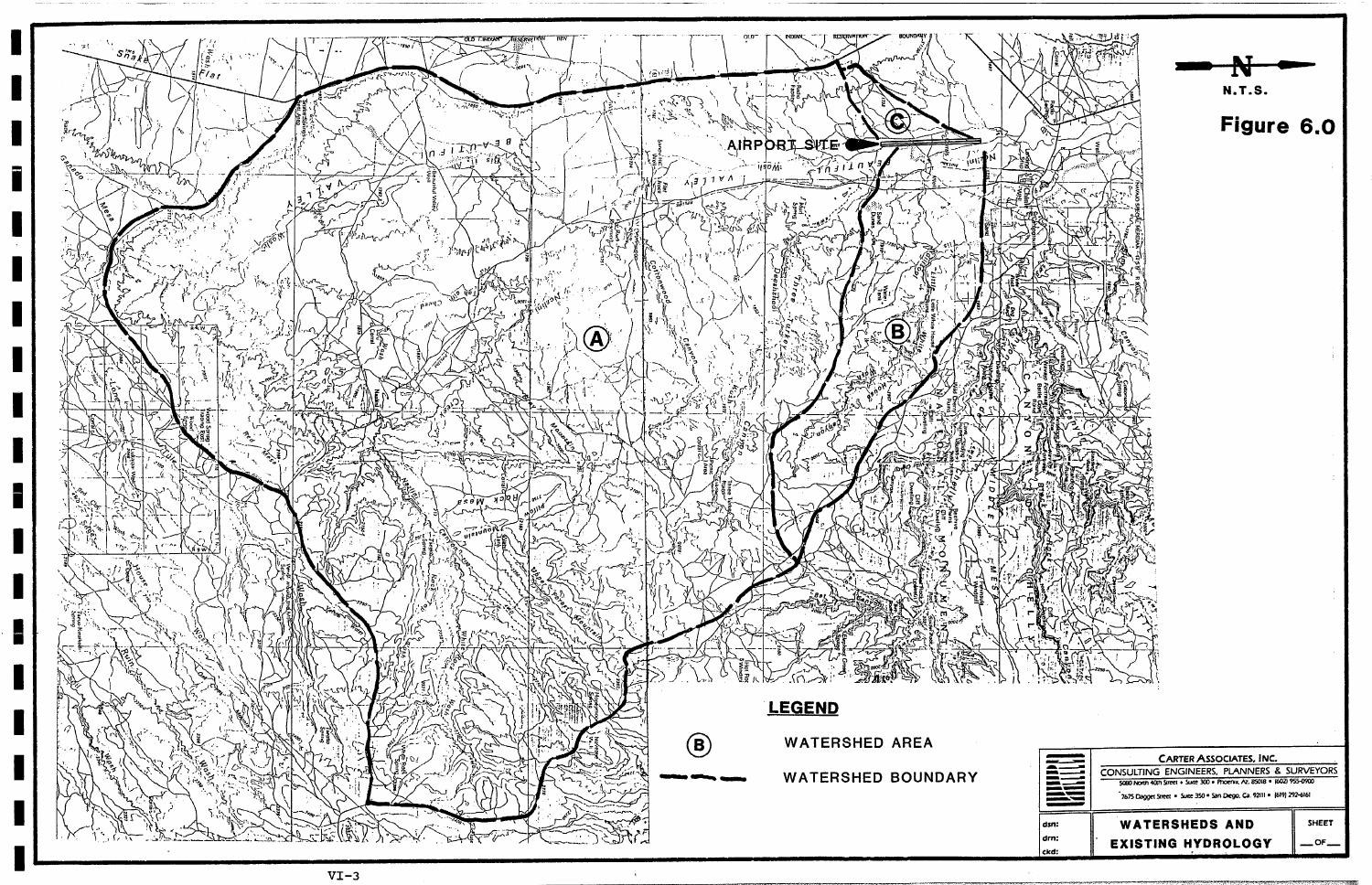**Figure 6.0**

N.T.S.

AIRPORT SITE

(A) (B) (C)

**LEGEND**

(B) WATERSHED AREA

WATERSHED BOUNDARY

CARTER ASSOCIATES, INC.
CONSULTING ENGINEERS, PLANNERS & SURVEYORS
5080 North 40th Street • Suite 300 • Phoenix, Az. 85018 • (602) 955-0900
7675 Dagget Street • Suite 350 • San Diego, Ca. 92111 • (619) 292-6161

dsn:
drn:
ckd:

**WATERSHEDS AND EXISTING HYDROLOGY**

SHEET ___ OF ___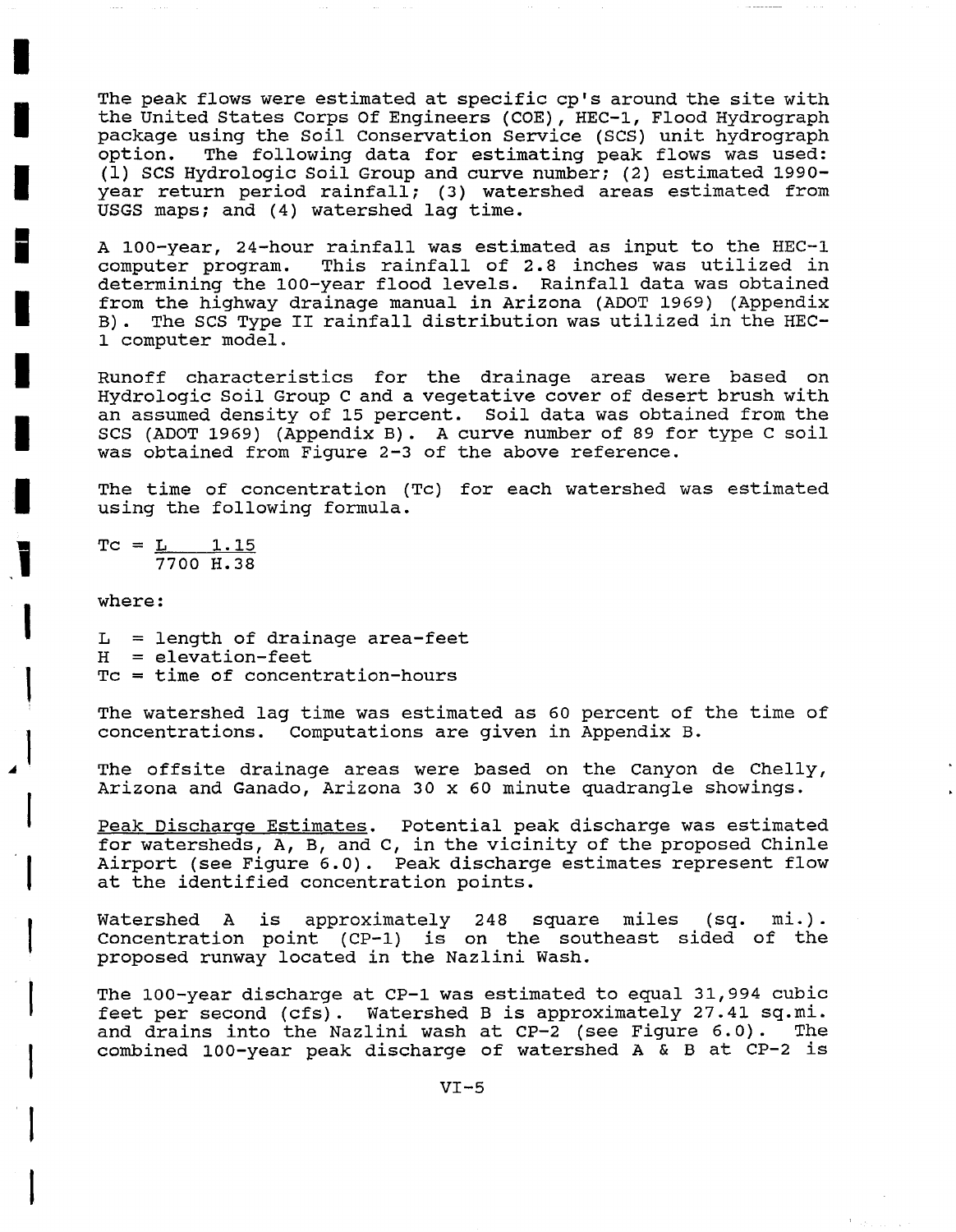The peak flows were estimated at specific cp's around the site with the United States Corps Of Engineers (COE), HEC-1, Flood Hydrograph package using the Soil Conservation Service (SCS) unit hydrograph option. The following data for estimating peak flows was used: (1) SCS Hydrologic Soil Group and curve number; (2) estimated 1990-year return period rainfall; (3) watershed areas estimated from USGS maps; and (4) watershed lag time.

A 100-year, 24-hour rainfall was estimated as input to the HEC-1 computer program. This rainfall of 2.8 inches was utilized in determining the 100-year flood levels. Rainfall data was obtained from the highway drainage manual in Arizona (ADOT 1969) (Appendix B). The SCS Type II rainfall distribution was utilized in the HEC-1 computer model.

Runoff characteristics for the drainage areas were based on Hydrologic Soil Group C and a vegetative cover of desert brush with an assumed density of 15 percent. Soil data was obtained from the SCS (ADOT 1969) (Appendix B). A curve number of 89 for type C soil was obtained from Figure 2-3 of the above reference.

The time of concentration (Tc) for each watershed was estimated using the following formula.

$$Tc = \frac{L^{1.15}}{7700\ H^{.38}}$$

where:

L = length of drainage area-feet
H = elevation-feet
Tc = time of concentration-hours

The watershed lag time was estimated as 60 percent of the time of concentrations. Computations are given in Appendix B.

The offsite drainage areas were based on the Canyon de Chelly, Arizona and Ganado, Arizona 30 x 60 minute quadrangle showings.

Peak Discharge Estimates. Potential peak discharge was estimated for watersheds, A, B, and C, in the vicinity of the proposed Chinle Airport (see Figure 6.0). Peak discharge estimates represent flow at the identified concentration points.

Watershed A is approximately 248 square miles (sq. mi.). Concentration point (CP-1) is on the southeast sided of the proposed runway located in the Nazlini Wash.

The 100-year discharge at CP-1 was estimated to equal 31,994 cubic feet per second (cfs). Watershed B is approximately 27.41 sq.mi. and drains into the Nazlini wash at CP-2 (see Figure 6.0). The combined 100-year peak discharge of watershed A & B at CP-2 is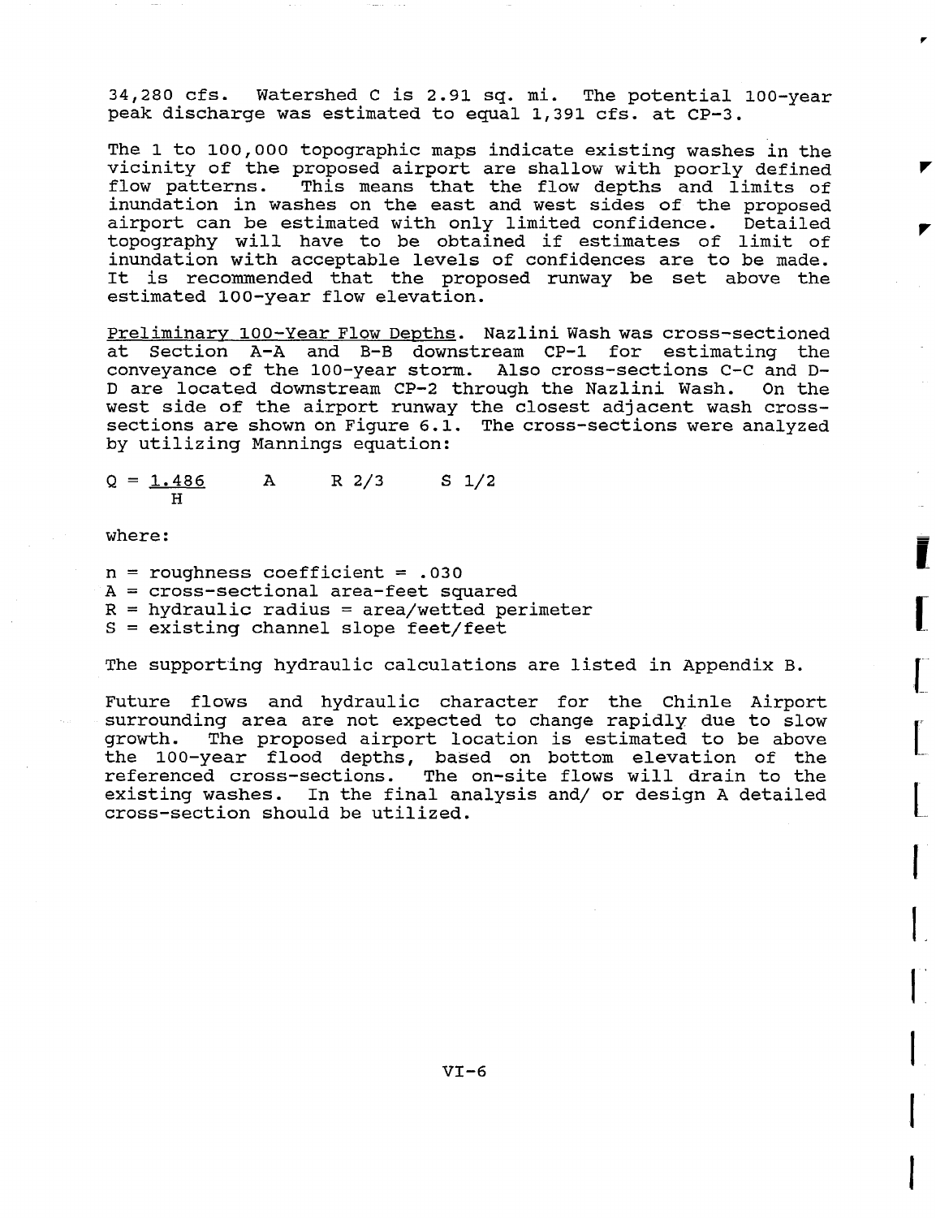34,280 cfs. Watershed C is 2.91 sq. mi. The potential 100-year peak discharge was estimated to equal 1,391 cfs. at CP-3.

The 1 to 100,000 topographic maps indicate existing washes in the vicinity of the proposed airport are shallow with poorly defined flow patterns. This means that the flow depths and limits of inundation in washes on the east and west sides of the proposed airport can be estimated with only limited confidence. Detailed topography will have to be obtained if estimates of limit of inundation with acceptable levels of confidences are to be made. It is recommended that the proposed runway be set above the estimated 100-year flow elevation.

Preliminary 100-Year Flow Depths. Nazlini Wash was cross-sectioned at Section A-A and B-B downstream CP-1 for estimating the conveyance of the 100-year storm. Also cross-sections C-C and D-D are located downstream CP-2 through the Nazlini Wash. On the west side of the airport runway the closest adjacent wash cross-sections are shown on Figure 6.1. The cross-sections were analyzed by utilizing Mannings equation:

$$Q = \frac{1.486}{H} \quad A \quad R^{2/3} \quad S^{1/2}$$

where:

n = roughness coefficient = .030
A = cross-sectional area-feet squared
R = hydraulic radius = area/wetted perimeter
S = existing channel slope feet/feet

The supporting hydraulic calculations are listed in Appendix B.

Future flows and hydraulic character for the Chinle Airport surrounding area are not expected to change rapidly due to slow growth. The proposed airport location is estimated to be above the 100-year flood depths, based on bottom elevation of the referenced cross-sections. The on-site flows will drain to the existing washes. In the final analysis and/ or design A detailed cross-section should be utilized.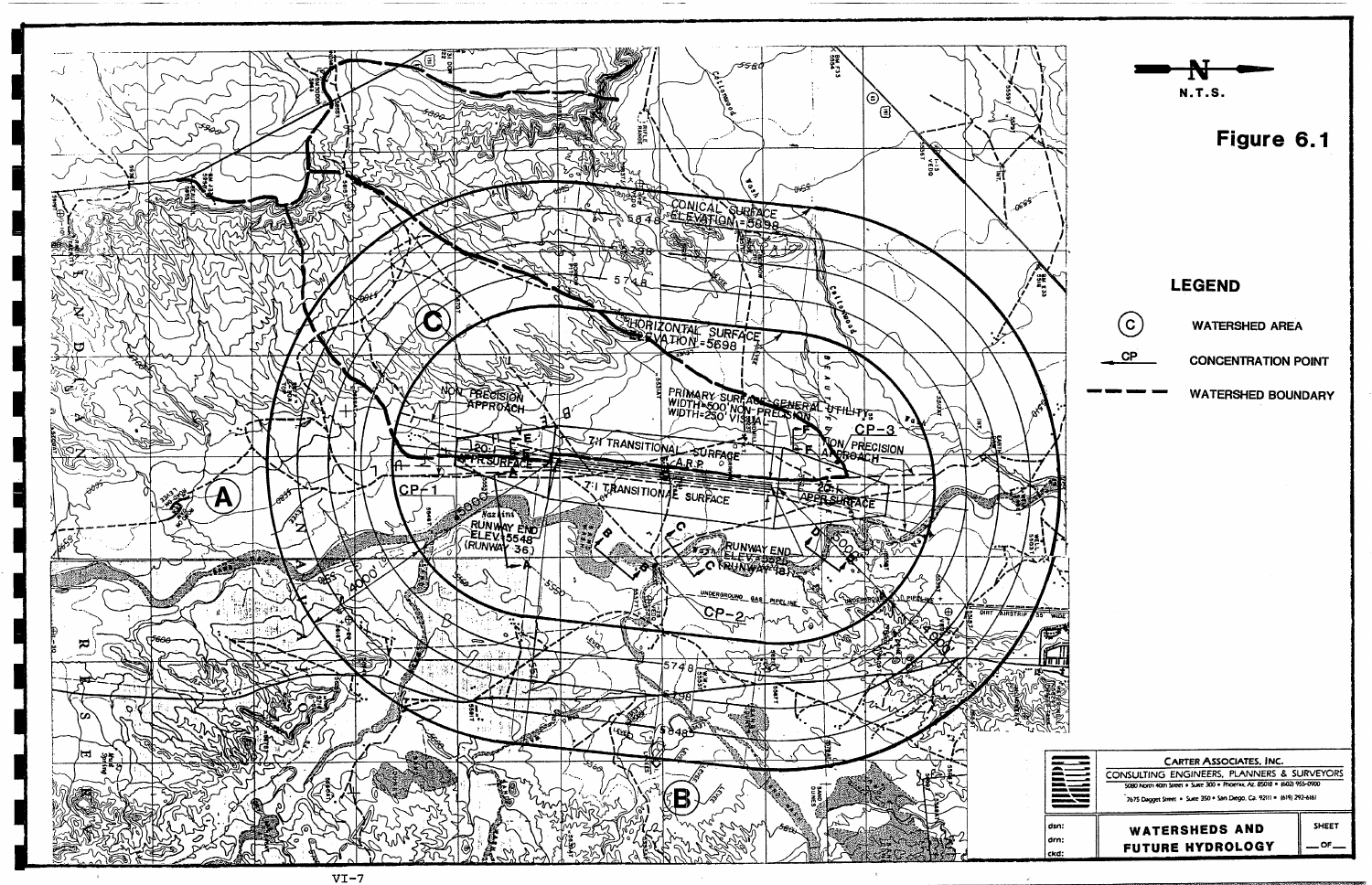N
N.T.S.

# Figure 6.1

## LEGEND

(C) WATERSHED AREA

CP CONCENTRATION POINT

WATERSHED BOUNDARY

CONICAL SURFACE ELEVATION=5898

HORIZONTAL SURFACE ELEVATION=5698

PRIMARY SURFACE-GENERAL UTILITY WIDTH=500' NON-PRECISION WIDTH=250' VISUAL

NON PRECISION APPROACH

20:1 APPR.SURFACE

7:1 TRANSITIONAL SURFACE

A.R.P.

7:1 TRANSITIONAL SURFACE

NON PRECISION APPROACH

20:1 APPR.SURFACE

RUNWAY END ELEV.=5548 (RUNWAY 36)

RUNWAY END ELEV.=5525 (RUNWAY 18)

UNDERGROUND GAS PIPELINE

CP-1

CP-2

CP-3

A

B

C

CARTER ASSOCIATES, INC.
CONSULTING ENGINEERS, PLANNERS & SURVEYORS
5080 North 40th Street • Suite 300 • Phoenix, Az. 85018 • (602) 955-0900
7675 Dagget Street • Suite 350 • San Diego, Ca. 92111 • (619) 292-6161

dsn:
drn:
ckd:

WATERSHEDS AND FUTURE HYDROLOGY

SHEET — OF —

VI-7